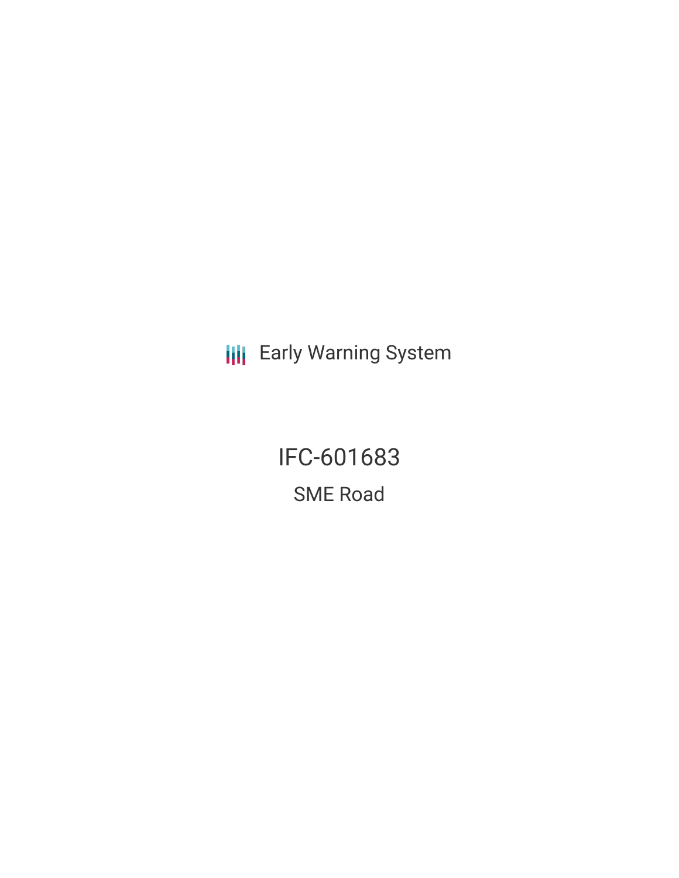Early Warning System

# IFC-601683

## SME Road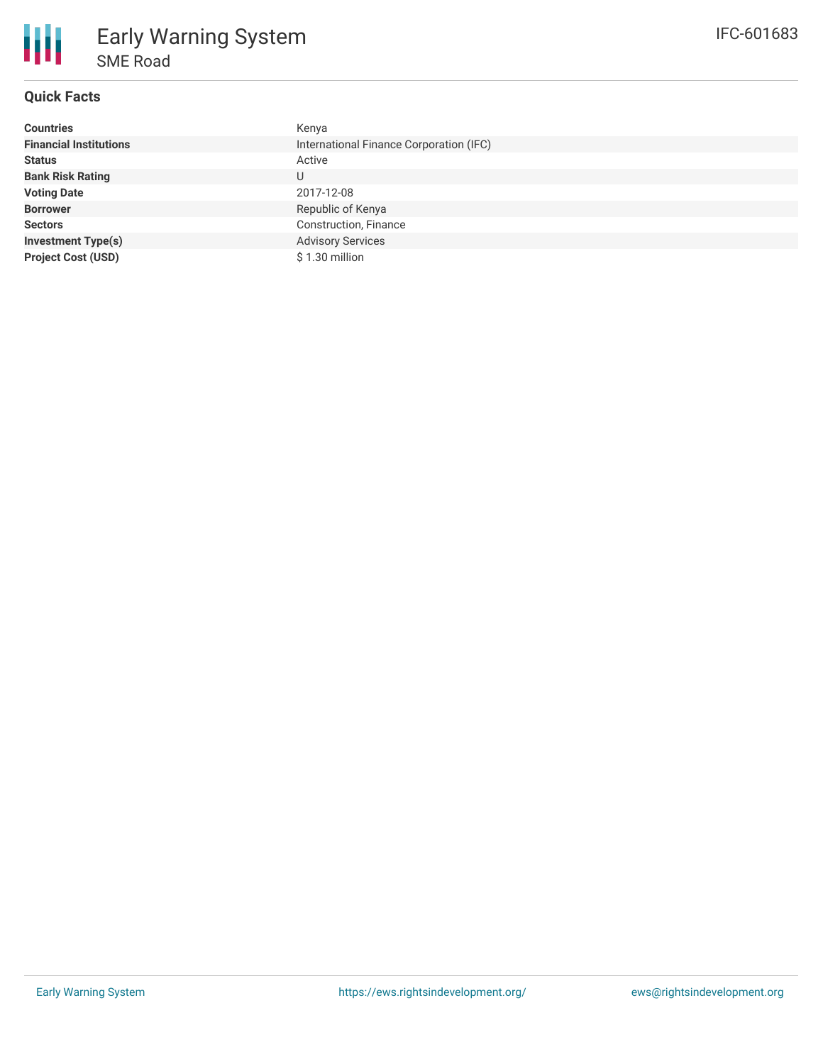# Early Warning System

## SME Road

IFC-601683

### Quick Facts

| | |
|---|---|
| **Countries** | Kenya |
| **Financial Institutions** | International Finance Corporation (IFC) |
| **Status** | Active |
| **Bank Risk Rating** | U |
| **Voting Date** | 2017-12-08 |
| **Borrower** | Republic of Kenya |
| **Sectors** | Construction, Finance |
| **Investment Type(s)** | Advisory Services |
| **Project Cost (USD)** | $ 1.30 million |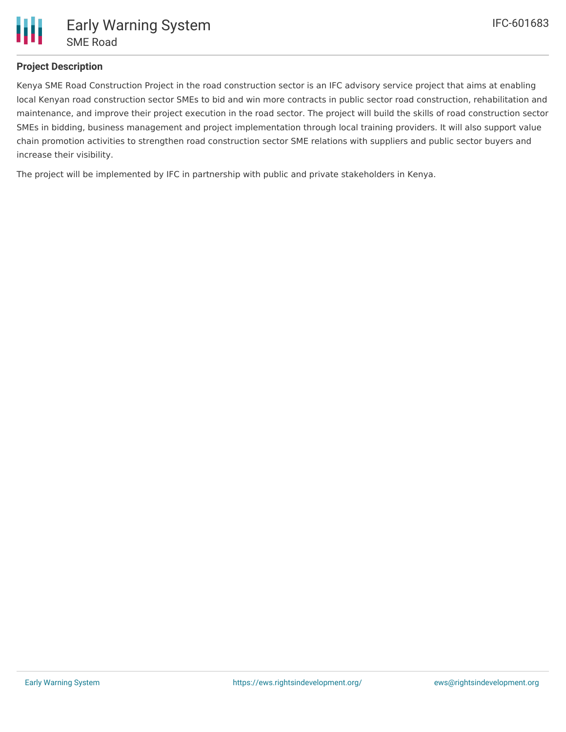## Project Description

Kenya SME Road Construction Project in the road construction sector is an IFC advisory service project that aims at enabling local Kenyan road construction sector SMEs to bid and win more contracts in public sector road construction, rehabilitation and maintenance, and improve their project execution in the road sector. The project will build the skills of road construction sector SMEs in bidding, business management and project implementation through local training providers. It will also support value chain promotion activities to strengthen road construction sector SME relations with suppliers and public sector buyers and increase their visibility.

The project will be implemented by IFC in partnership with public and private stakeholders in Kenya.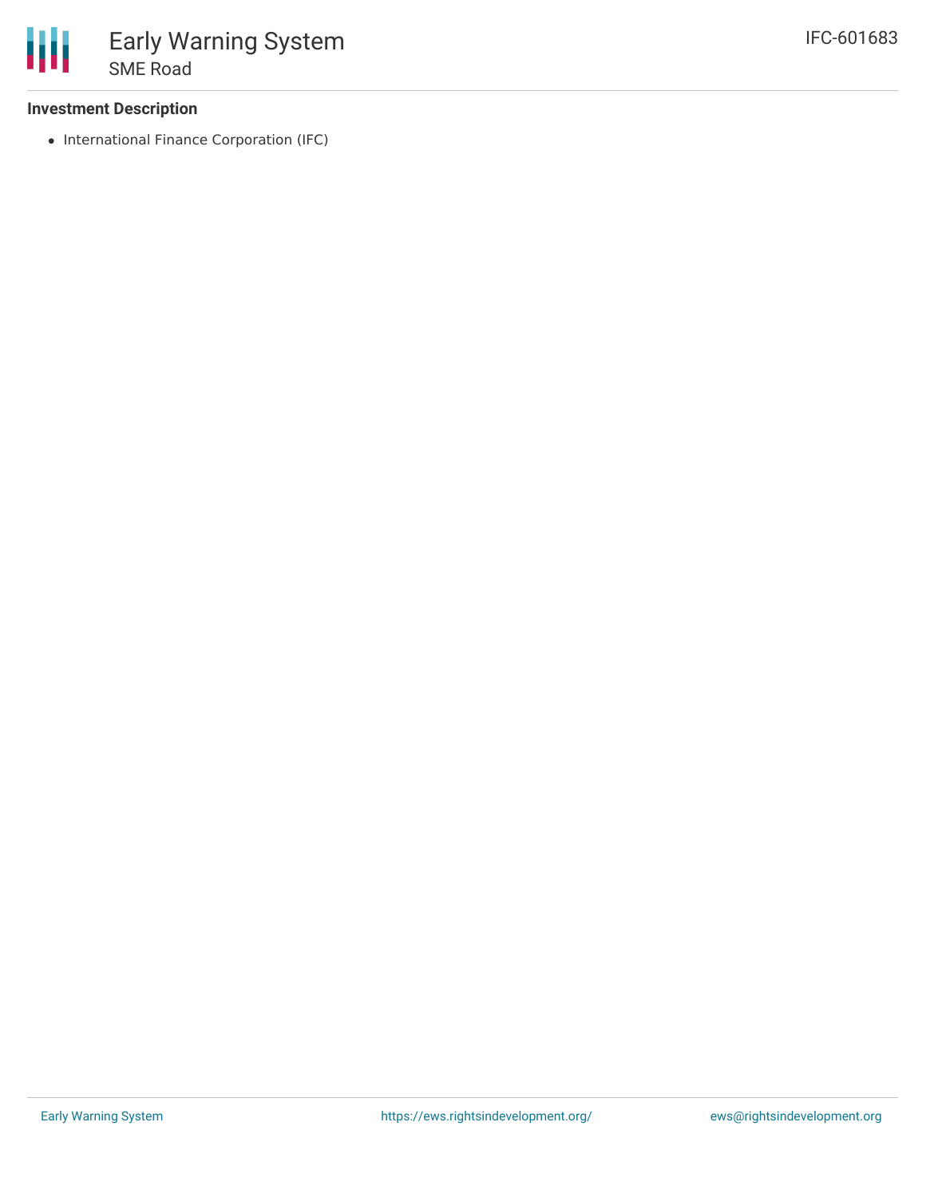### Investment Description

- International Finance Corporation (IFC)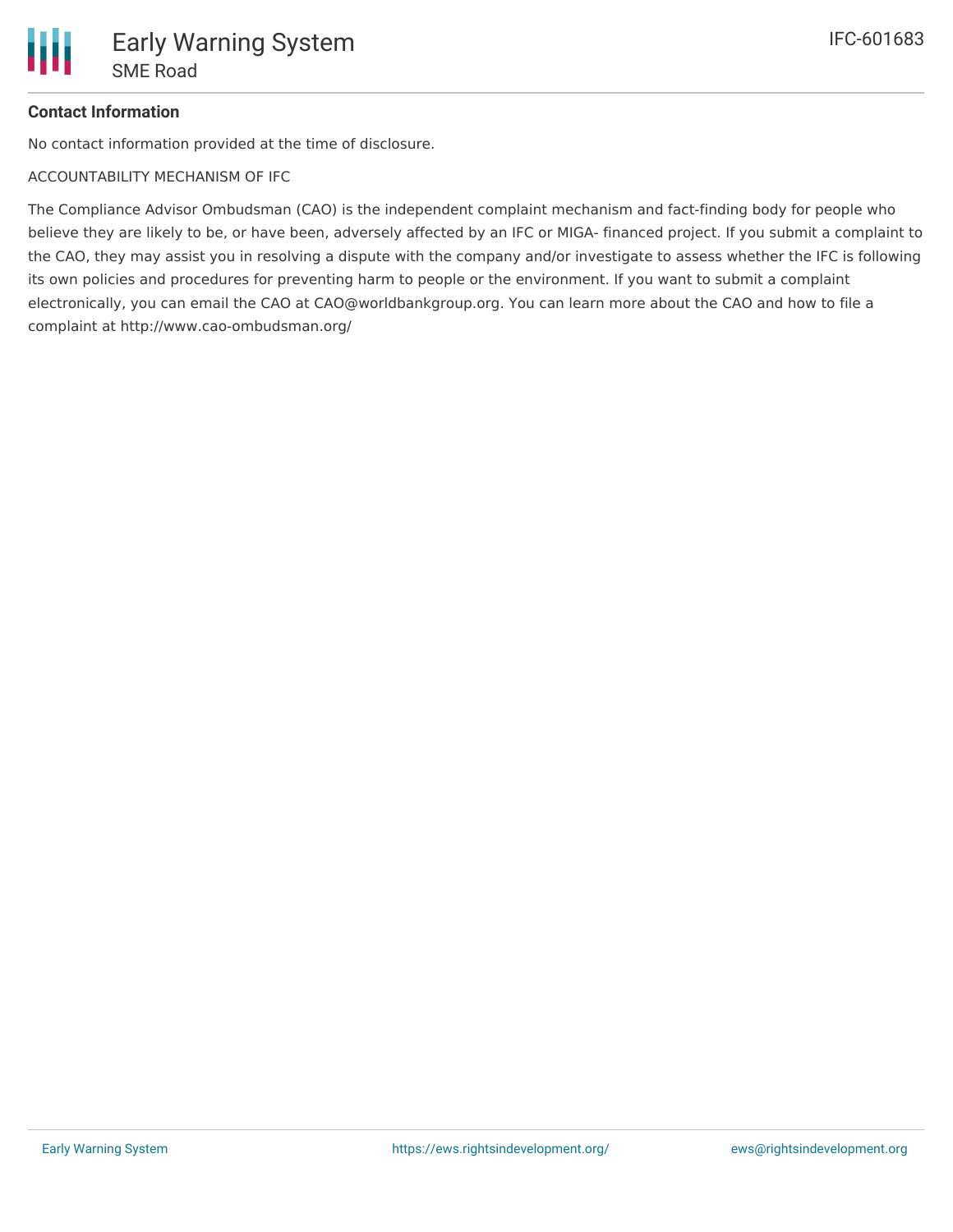**Contact Information**

No contact information provided at the time of disclosure.

ACCOUNTABILITY MECHANISM OF IFC

The Compliance Advisor Ombudsman (CAO) is the independent complaint mechanism and fact-finding body for people who believe they are likely to be, or have been, adversely affected by an IFC or MIGA- financed project. If you submit a complaint to the CAO, they may assist you in resolving a dispute with the company and/or investigate to assess whether the IFC is following its own policies and procedures for preventing harm to people or the environment. If you want to submit a complaint electronically, you can email the CAO at CAO@worldbankgroup.org. You can learn more about the CAO and how to file a complaint at http://www.cao-ombudsman.org/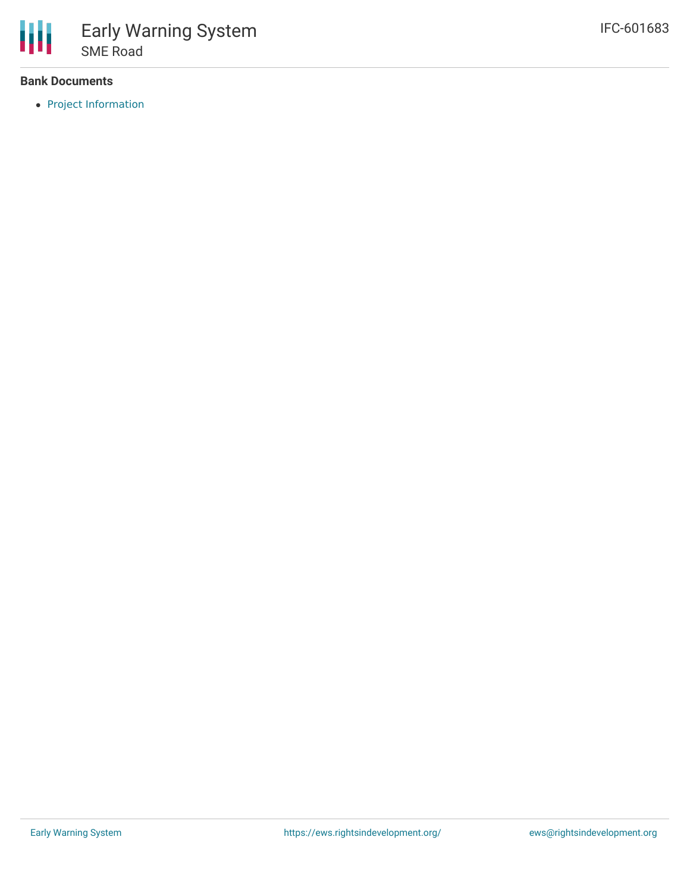**Bank Documents**

- Project Information